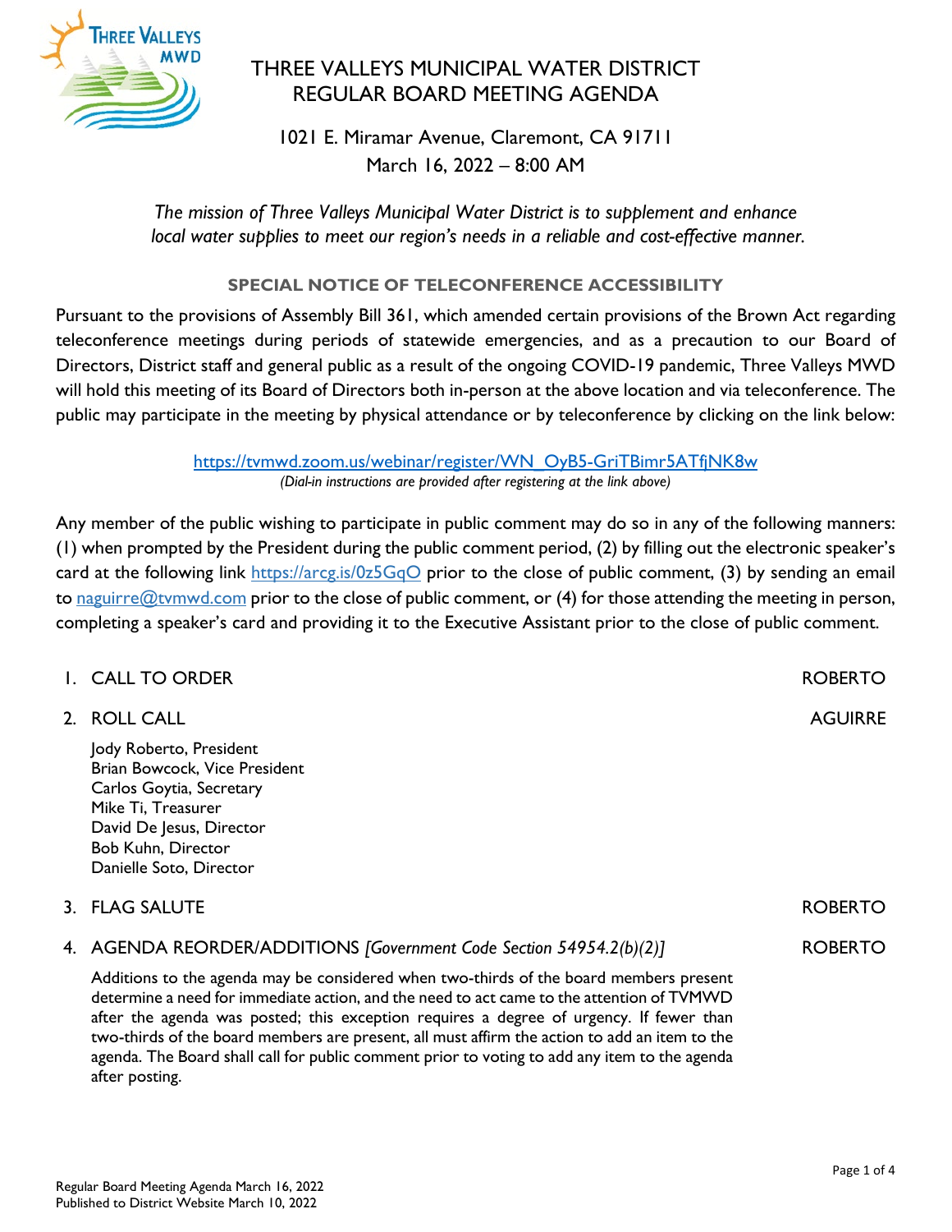# THREE VALLEYS MUNICIPAL WATER DISTRICT REGULAR BOARD MEETING AGENDA

1021 E. Miramar Avenue, Claremont, CA 91711
March 16, 2022 – 8:00 AM

*The mission of Three Valleys Municipal Water District is to supplement and enhance local water supplies to meet our region's needs in a reliable and cost-effective manner.*

## SPECIAL NOTICE OF TELECONFERENCE ACCESSIBILITY

Pursuant to the provisions of Assembly Bill 361, which amended certain provisions of the Brown Act regarding teleconference meetings during periods of statewide emergencies, and as a precaution to our Board of Directors, District staff and general public as a result of the ongoing COVID-19 pandemic, Three Valleys MWD will hold this meeting of its Board of Directors both in-person at the above location and via teleconference. The public may participate in the meeting by physical attendance or by teleconference by clicking on the link below:

https://tvmwd.zoom.us/webinar/register/WN_OyB5-GriTBimr5ATfjNK8w
*(Dial-in instructions are provided after registering at the link above)*

Any member of the public wishing to participate in public comment may do so in any of the following manners: (1) when prompted by the President during the public comment period, (2) by filling out the electronic speaker's card at the following link https://arcg.is/0z5GqO prior to the close of public comment, (3) by sending an email to naguirre@tvmwd.com prior to the close of public comment, or (4) for those attending the meeting in person, completing a speaker's card and providing it to the Executive Assistant prior to the close of public comment.

1. CALL TO ORDER — ROBERTO

2. ROLL CALL — AGUIRRE

   Jody Roberto, President
   Brian Bowcock, Vice President
   Carlos Goytia, Secretary
   Mike Ti, Treasurer
   David De Jesus, Director
   Bob Kuhn, Director
   Danielle Soto, Director

3. FLAG SALUTE — ROBERTO

4. AGENDA REORDER/ADDITIONS *[Government Code Section 54954.2(b)(2)]* — ROBERTO

   Additions to the agenda may be considered when two-thirds of the board members present determine a need for immediate action, and the need to act came to the attention of TVMWD after the agenda was posted; this exception requires a degree of urgency. If fewer than two-thirds of the board members are present, all must affirm the action to add an item to the agenda. The Board shall call for public comment prior to voting to add any item to the agenda after posting.

Regular Board Meeting Agenda March 16, 2022
Published to District Website March 10, 2022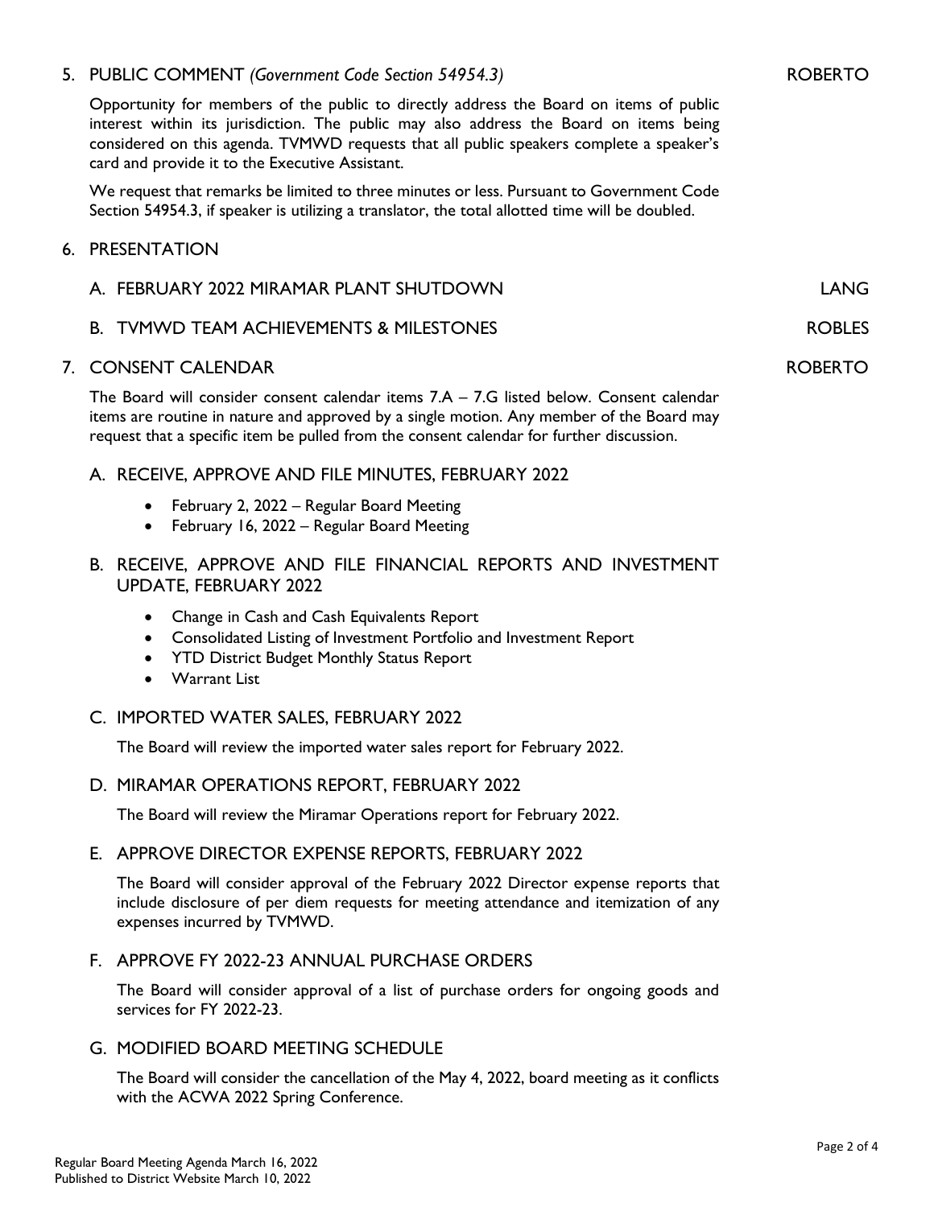## 5. PUBLIC COMMENT *(Government Code Section 54954.3)* — ROBERTO

Opportunity for members of the public to directly address the Board on items of public interest within its jurisdiction. The public may also address the Board on items being considered on this agenda. TVMWD requests that all public speakers complete a speaker's card and provide it to the Executive Assistant.

We request that remarks be limited to three minutes or less. Pursuant to Government Code Section 54954.3, if speaker is utilizing a translator, the total allotted time will be doubled.

## 6. PRESENTATION

### A. FEBRUARY 2022 MIRAMAR PLANT SHUTDOWN — LANG

### B. TVMWD TEAM ACHIEVEMENTS & MILESTONES — ROBLES

## 7. CONSENT CALENDAR — ROBERTO

The Board will consider consent calendar items 7.A – 7.G listed below. Consent calendar items are routine in nature and approved by a single motion. Any member of the Board may request that a specific item be pulled from the consent calendar for further discussion.

### A. RECEIVE, APPROVE AND FILE MINUTES, FEBRUARY 2022

- February 2, 2022 – Regular Board Meeting
- February 16, 2022 – Regular Board Meeting

### B. RECEIVE, APPROVE AND FILE FINANCIAL REPORTS AND INVESTMENT UPDATE, FEBRUARY 2022

- Change in Cash and Cash Equivalents Report
- Consolidated Listing of Investment Portfolio and Investment Report
- YTD District Budget Monthly Status Report
- Warrant List

### C. IMPORTED WATER SALES, FEBRUARY 2022

The Board will review the imported water sales report for February 2022.

### D. MIRAMAR OPERATIONS REPORT, FEBRUARY 2022

The Board will review the Miramar Operations report for February 2022.

### E. APPROVE DIRECTOR EXPENSE REPORTS, FEBRUARY 2022

The Board will consider approval of the February 2022 Director expense reports that include disclosure of per diem requests for meeting attendance and itemization of any expenses incurred by TVMWD.

### F. APPROVE FY 2022-23 ANNUAL PURCHASE ORDERS

The Board will consider approval of a list of purchase orders for ongoing goods and services for FY 2022-23.

### G. MODIFIED BOARD MEETING SCHEDULE

The Board will consider the cancellation of the May 4, 2022, board meeting as it conflicts with the ACWA 2022 Spring Conference.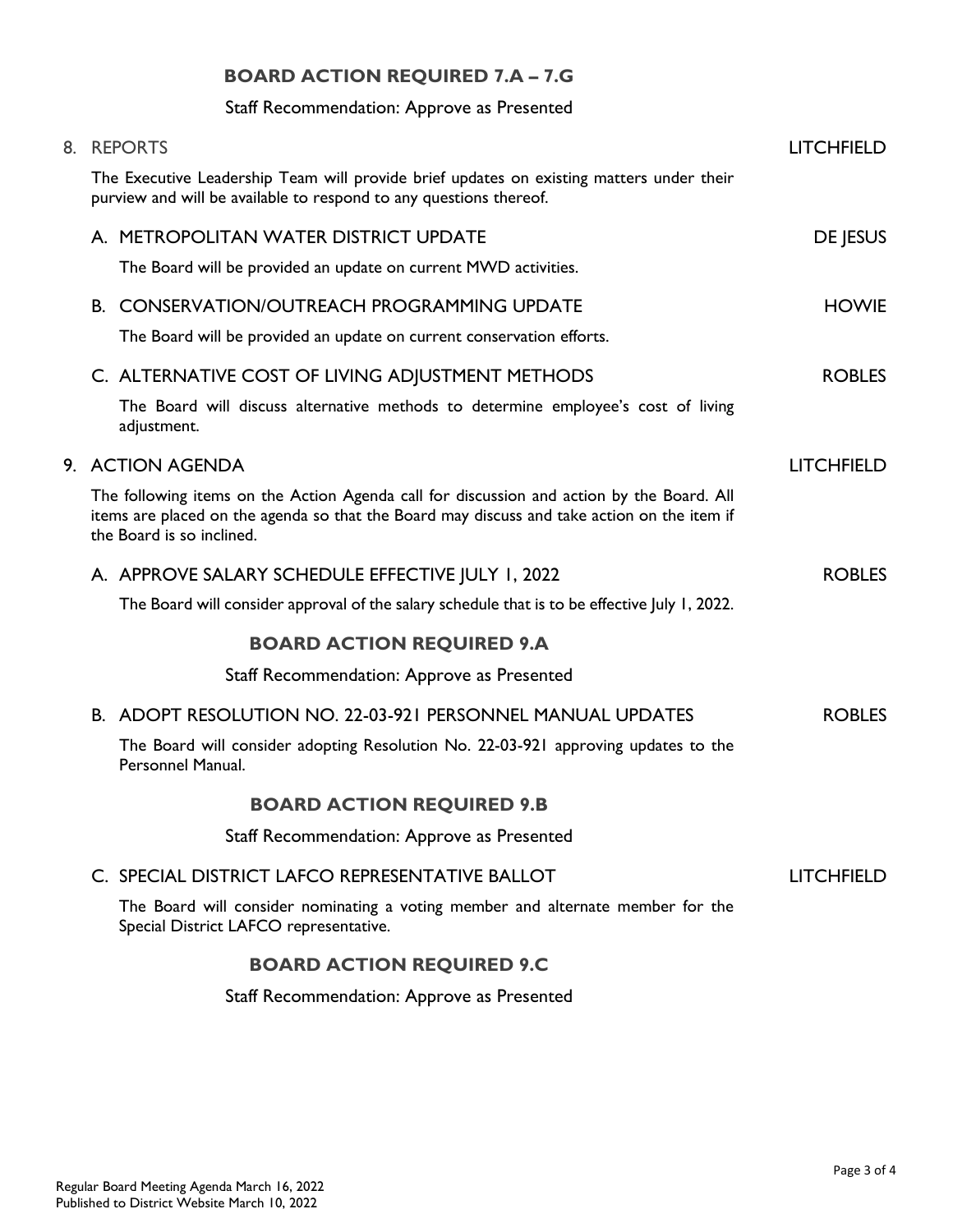**BOARD ACTION REQUIRED 7.A – 7.G**

Staff Recommendation: Approve as Presented

8. REPORTS — LITCHFIELD

The Executive Leadership Team will provide brief updates on existing matters under their purview and will be available to respond to any questions thereof.

A. METROPOLITAN WATER DISTRICT UPDATE — DE JESUS

The Board will be provided an update on current MWD activities.

B. CONSERVATION/OUTREACH PROGRAMMING UPDATE — HOWIE

The Board will be provided an update on current conservation efforts.

C. ALTERNATIVE COST OF LIVING ADJUSTMENT METHODS — ROBLES

The Board will discuss alternative methods to determine employee's cost of living adjustment.

9. ACTION AGENDA — LITCHFIELD

The following items on the Action Agenda call for discussion and action by the Board. All items are placed on the agenda so that the Board may discuss and take action on the item if the Board is so inclined.

A. APPROVE SALARY SCHEDULE EFFECTIVE JULY 1, 2022 — ROBLES

The Board will consider approval of the salary schedule that is to be effective July 1, 2022.

**BOARD ACTION REQUIRED 9.A**

Staff Recommendation: Approve as Presented

B. ADOPT RESOLUTION NO. 22-03-921 PERSONNEL MANUAL UPDATES — ROBLES

The Board will consider adopting Resolution No. 22-03-921 approving updates to the Personnel Manual.

**BOARD ACTION REQUIRED 9.B**

Staff Recommendation: Approve as Presented

C. SPECIAL DISTRICT LAFCO REPRESENTATIVE BALLOT — LITCHFIELD

The Board will consider nominating a voting member and alternate member for the Special District LAFCO representative.

**BOARD ACTION REQUIRED 9.C**

Staff Recommendation: Approve as Presented

Regular Board Meeting Agenda March 16, 2022
Published to District Website March 10, 2022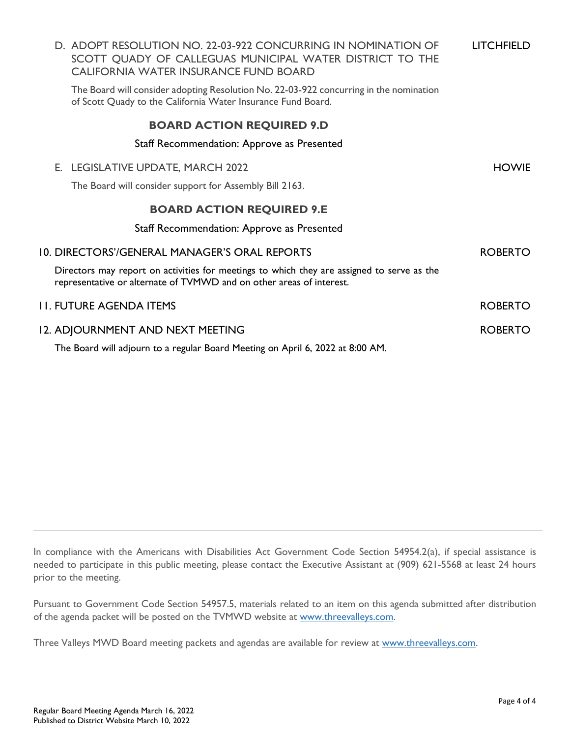D. ADOPT RESOLUTION NO. 22-03-922 CONCURRING IN NOMINATION OF SCOTT QUADY OF CALLEGUAS MUNICIPAL WATER DISTRICT TO THE CALIFORNIA WATER INSURANCE FUND BOARD — LITCHFIELD

The Board will consider adopting Resolution No. 22-03-922 concurring in the nomination of Scott Quady to the California Water Insurance Fund Board.

**BOARD ACTION REQUIRED 9.D**

Staff Recommendation: Approve as Presented

E. LEGISLATIVE UPDATE, MARCH 2022 — HOWIE

The Board will consider support for Assembly Bill 2163.

**BOARD ACTION REQUIRED 9.E**

Staff Recommendation: Approve as Presented

10. DIRECTORS'/GENERAL MANAGER'S ORAL REPORTS — ROBERTO

Directors may report on activities for meetings to which they are assigned to serve as the representative or alternate of TVMWD and on other areas of interest.

11. FUTURE AGENDA ITEMS — ROBERTO

12. ADJOURNMENT AND NEXT MEETING — ROBERTO

The Board will adjourn to a regular Board Meeting on April 6, 2022 at 8:00 AM.

---

In compliance with the Americans with Disabilities Act Government Code Section 54954.2(a), if special assistance is needed to participate in this public meeting, please contact the Executive Assistant at (909) 621-5568 at least 24 hours prior to the meeting.

Pursuant to Government Code Section 54957.5, materials related to an item on this agenda submitted after distribution of the agenda packet will be posted on the TVMWD website at [www.threevalleys.com](http://www.threevalleys.com).

Three Valleys MWD Board meeting packets and agendas are available for review at [www.threevalleys.com](http://www.threevalleys.com).

Regular Board Meeting Agenda March 16, 2022
Published to District Website March 10, 2022